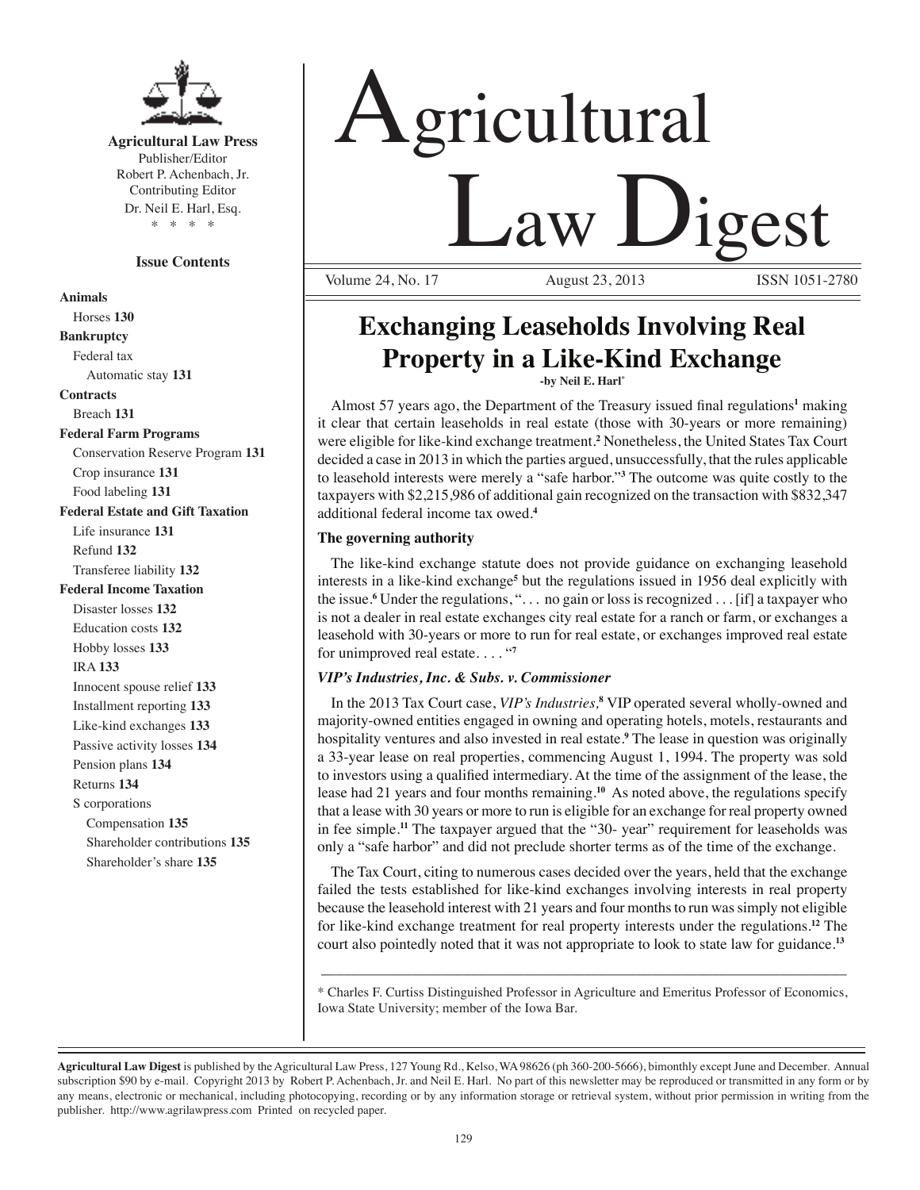# Agricultural Law Digest

**Agricultural Law Press**
Publisher/Editor
Robert P. Achenbach, Jr.
Contributing Editor
Dr. Neil E. Harl, Esq.
\* \* \* \*

**Issue Contents**

**Animals**
- Horses **130**

**Bankruptcy**
- Federal tax
  - Automatic stay **131**

**Contracts**
- Breach **131**

**Federal Farm Programs**
- Conservation Reserve Program **131**
- Crop insurance **131**
- Food labeling **131**

**Federal Estate and Gift Taxation**
- Life insurance **131**
- Refund **132**
- Transferee liability **132**

**Federal Income Taxation**
- Disaster losses **132**
- Education costs **132**
- Hobby losses **133**
- IRA **133**
- Innocent spouse relief **133**
- Installment reporting **133**
- Like-kind exchanges **133**
- Passive activity losses **134**
- Pension plans **134**
- Returns **134**
- S corporations
  - Compensation **135**
  - Shareholder contributions **135**
  - Shareholder's share **135**

Volume 24, No. 17 August 23, 2013 ISSN 1051-2780

## Exchanging Leaseholds Involving Real Property in a Like-Kind Exchange

**-by Neil E. Harl\***

Almost 57 years ago, the Department of the Treasury issued final regulations[1] making it clear that certain leaseholds in real estate (those with 30-years or more remaining) were eligible for like-kind exchange treatment.[2] Nonetheless, the United States Tax Court decided a case in 2013 in which the parties argued, unsuccessfully, that the rules applicable to leasehold interests were merely a "safe harbor."[3] The outcome was quite costly to the taxpayers with $2,215,986 of additional gain recognized on the transaction with $832,347 additional federal income tax owed.[4]

### The governing authority

The like-kind exchange statute does not provide guidance on exchanging leasehold interests in a like-kind exchange[5] but the regulations issued in 1956 deal explicitly with the issue.[6] Under the regulations, ". . . no gain or loss is recognized . . . [if] a taxpayer who is not a dealer in real estate exchanges city real estate for a ranch or farm, or exchanges a leasehold with 30-years or more to run for real estate, or exchanges improved real estate for unimproved real estate. . . . "[7]

### *VIP's Industries, Inc. & Subs. v. Commissioner*

In the 2013 Tax Court case, *VIP's Industries,*[8] VIP operated several wholly-owned and majority-owned entities engaged in owning and operating hotels, motels, restaurants and hospitality ventures and also invested in real estate.[9] The lease in question was originally a 33-year lease on real properties, commencing August 1, 1994. The property was sold to investors using a qualified intermediary. At the time of the assignment of the lease, the lease had 21 years and four months remaining.[10] As noted above, the regulations specify that a lease with 30 years or more to run is eligible for an exchange for real property owned in fee simple.[11] The taxpayer argued that the "30- year" requirement for leaseholds was only a "safe harbor" and did not preclude shorter terms as of the time of the exchange.

The Tax Court, citing to numerous cases decided over the years, held that the exchange failed the tests established for like-kind exchanges involving interests in real property because the leasehold interest with 21 years and four months to run was simply not eligible for like-kind exchange treatment for real property interests under the regulations.[12] The court also pointedly noted that it was not appropriate to look to state law for guidance.[13]

---

\* Charles F. Curtiss Distinguished Professor in Agriculture and Emeritus Professor of Economics, Iowa State University; member of the Iowa Bar.

**Agricultural Law Digest** is published by the Agricultural Law Press, 127 Young Rd., Kelso, WA 98626 (ph 360-200-5666), bimonthly except June and December. Annual subscription $90 by e-mail. Copyright 2013 by Robert P. Achenbach, Jr. and Neil E. Harl. No part of this newsletter may be reproduced or transmitted in any form or by any means, electronic or mechanical, including photocopying, recording or by any information storage or retrieval system, without prior permission in writing from the publisher. http://www.agrilawpress.com Printed on recycled paper.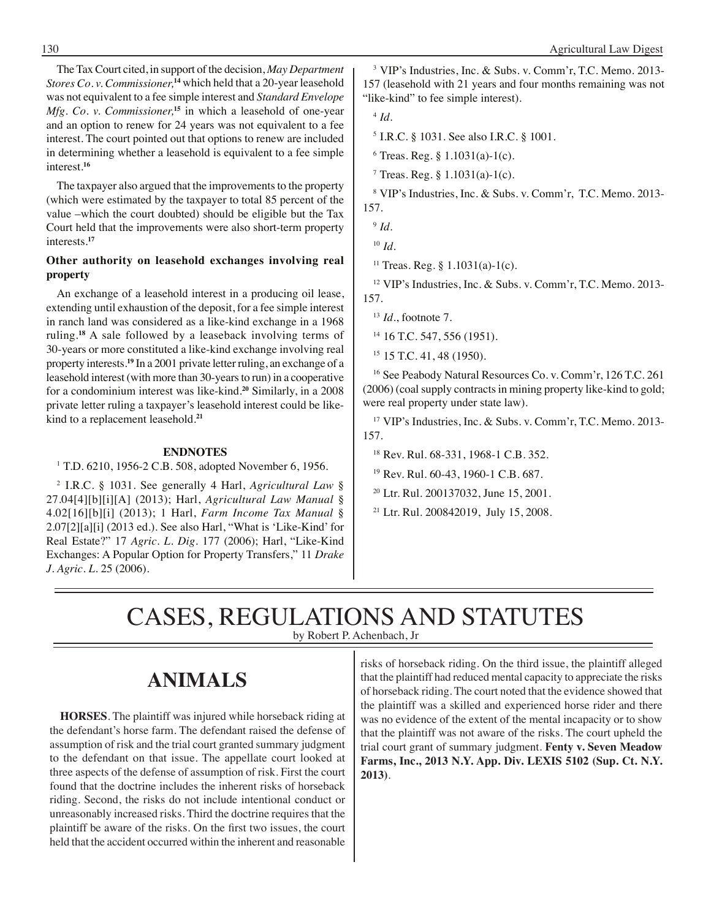The Tax Court cited, in support of the decision, *May Department Stores Co. v. Commissioner,*[14] which held that a 20-year leasehold was not equivalent to a fee simple interest and *Standard Envelope Mfg. Co. v. Commissioner,*[15] in which a leasehold of one-year and an option to renew for 24 years was not equivalent to a fee interest. The court pointed out that options to renew are included in determining whether a leasehold is equivalent to a fee simple interest.[16]

The taxpayer also argued that the improvements to the property (which were estimated by the taxpayer to total 85 percent of the value –which the court doubted) should be eligible but the Tax Court held that the improvements were also short-term property interests.[17]

**Other authority on leasehold exchanges involving real property**

An exchange of a leasehold interest in a producing oil lease, extending until exhaustion of the deposit, for a fee simple interest in ranch land was considered as a like-kind exchange in a 1968 ruling.[18] A sale followed by a leaseback involving terms of 30-years or more constituted a like-kind exchange involving real property interests.[19] In a 2001 private letter ruling, an exchange of a leasehold interest (with more than 30-years to run) in a cooperative for a condominium interest was like-kind.[20] Similarly, in a 2008 private letter ruling a taxpayer's leasehold interest could be like-kind to a replacement leasehold.[21]

**ENDNOTES**

[1] T.D. 6210, 1956-2 C.B. 508, adopted November 6, 1956.

[2] I.R.C. § 1031. See generally 4 Harl, *Agricultural Law* § 27.04[4][b][i][A] (2013); Harl, *Agricultural Law Manual* § 4.02[16][b][i] (2013); 1 Harl, *Farm Income Tax Manual* § 2.07[2][a][i] (2013 ed.). See also Harl, "What is 'Like-Kind' for Real Estate?" 17 *Agric. L. Dig.* 177 (2006); Harl, "Like-Kind Exchanges: A Popular Option for Property Transfers," 11 *Drake J. Agric. L.* 25 (2006).

[3] VIP's Industries, Inc. & Subs. v. Comm'r, T.C. Memo. 2013-157 (leasehold with 21 years and four months remaining was not "like-kind" to fee simple interest).

[4] *Id.*

[5] I.R.C. § 1031. See also I.R.C. § 1001.

[6] Treas. Reg. § 1.1031(a)-1(c).

[7] Treas. Reg. § 1.1031(a)-1(c).

[8] VIP's Industries, Inc. & Subs. v. Comm'r, T.C. Memo. 2013-157.

[9] *Id.*

[10] *Id.*

[11] Treas. Reg. § 1.1031(a)-1(c).

[12] VIP's Industries, Inc. & Subs. v. Comm'r, T.C. Memo. 2013-157.

[13] *Id.*, footnote 7.

[14] 16 T.C. 547, 556 (1951).

[15] 15 T.C. 41, 48 (1950).

[16] See Peabody Natural Resources Co. v. Comm'r, 126 T.C. 261 (2006) (coal supply contracts in mining property like-kind to gold; were real property under state law).

[17] VIP's Industries, Inc. & Subs. v. Comm'r, T.C. Memo. 2013-157.

[18] Rev. Rul. 68-331, 1968-1 C.B. 352.

[19] Rev. Rul. 60-43, 1960-1 C.B. 687.

[20] Ltr. Rul. 200137032, June 15, 2001.

[21] Ltr. Rul. 200842019, July 15, 2008.

# CASES, REGULATIONS AND STATUTES

by Robert P. Achenbach, Jr

## ANIMALS

**HORSES**. The plaintiff was injured while horseback riding at the defendant's horse farm. The defendant raised the defense of assumption of risk and the trial court granted summary judgment to the defendant on that issue. The appellate court looked at three aspects of the defense of assumption of risk. First the court found that the doctrine includes the inherent risks of horseback riding. Second, the risks do not include intentional conduct or unreasonably increased risks. Third the doctrine requires that the plaintiff be aware of the risks. On the first two issues, the court held that the accident occurred within the inherent and reasonable risks of horseback riding. On the third issue, the plaintiff alleged that the plaintiff had reduced mental capacity to appreciate the risks of horseback riding. The court noted that the evidence showed that the plaintiff was a skilled and experienced horse rider and there was no evidence of the extent of the mental incapacity or to show that the plaintiff was not aware of the risks. The court upheld the trial court grant of summary judgment. **Fenty v. Seven Meadow Farms, Inc., 2013 N.Y. App. Div. LEXIS 5102 (Sup. Ct. N.Y. 2013)**.